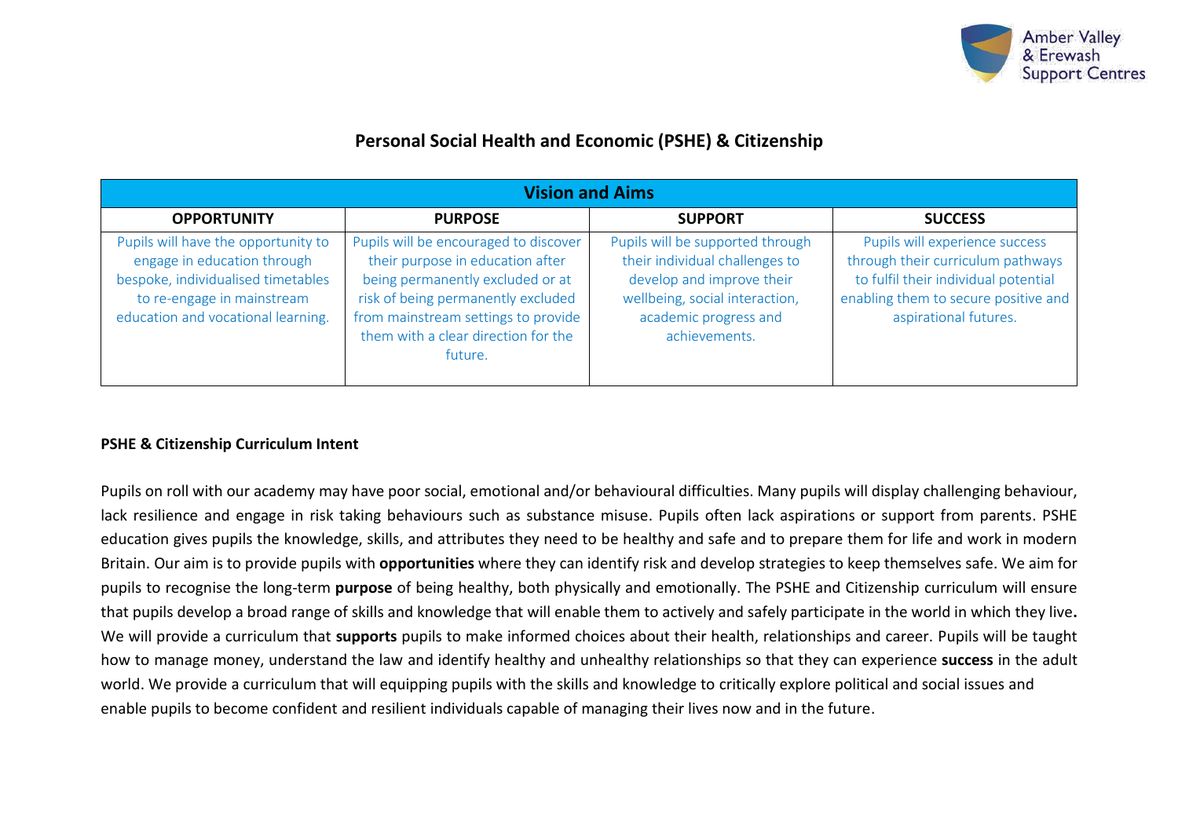# Personal Social Health and Economic (PSHE) & Citizenship

| Vision and Aims | | | |
|---|---|---|---|
| **OPPORTUNITY** | **PURPOSE** | **SUPPORT** | **SUCCESS** |
| Pupils will have the opportunity to engage in education through bespoke, individualised timetables to re-engage in mainstream education and vocational learning. | Pupils will be encouraged to discover their purpose in education after being permanently excluded or at risk of being permanently excluded from mainstream settings to provide them with a clear direction for the future. | Pupils will be supported through their individual challenges to develop and improve their wellbeing, social interaction, academic progress and achievements. | Pupils will experience success through their curriculum pathways to fulfil their individual potential enabling them to secure positive and aspirational futures. |

**PSHE & Citizenship Curriculum Intent**

Pupils on roll with our academy may have poor social, emotional and/or behavioural difficulties. Many pupils will display challenging behaviour, lack resilience and engage in risk taking behaviours such as substance misuse. Pupils often lack aspirations or support from parents. PSHE education gives pupils the knowledge, skills, and attributes they need to be healthy and safe and to prepare them for life and work in modern Britain. Our aim is to provide pupils with **opportunities** where they can identify risk and develop strategies to keep themselves safe. We aim for pupils to recognise the long-term **purpose** of being healthy, both physically and emotionally. The PSHE and Citizenship curriculum will ensure that pupils develop a broad range of skills and knowledge that will enable them to actively and safely participate in the world in which they live**.** We will provide a curriculum that **supports** pupils to make informed choices about their health, relationships and career. Pupils will be taught how to manage money, understand the law and identify healthy and unhealthy relationships so that they can experience **success** in the adult world. We provide a curriculum that will equipping pupils with the skills and knowledge to critically explore political and social issues and enable pupils to become confident and resilient individuals capable of managing their lives now and in the future.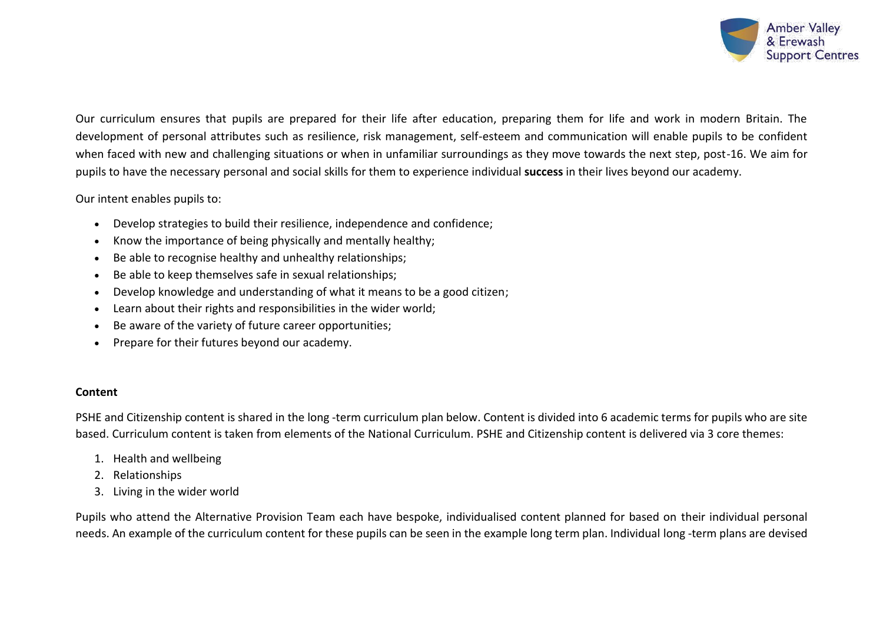Our curriculum ensures that pupils are prepared for their life after education, preparing them for life and work in modern Britain. The development of personal attributes such as resilience, risk management, self-esteem and communication will enable pupils to be confident when faced with new and challenging situations or when in unfamiliar surroundings as they move towards the next step, post-16. We aim for pupils to have the necessary personal and social skills for them to experience individual **success** in their lives beyond our academy.

Our intent enables pupils to:

- Develop strategies to build their resilience, independence and confidence;
- Know the importance of being physically and mentally healthy;
- Be able to recognise healthy and unhealthy relationships;
- Be able to keep themselves safe in sexual relationships;
- Develop knowledge and understanding of what it means to be a good citizen;
- Learn about their rights and responsibilities in the wider world;
- Be aware of the variety of future career opportunities;
- Prepare for their futures beyond our academy.

**Content**

PSHE and Citizenship content is shared in the long -term curriculum plan below. Content is divided into 6 academic terms for pupils who are site based. Curriculum content is taken from elements of the National Curriculum. PSHE and Citizenship content is delivered via 3 core themes:

1. Health and wellbeing
2. Relationships
3. Living in the wider world

Pupils who attend the Alternative Provision Team each have bespoke, individualised content planned for based on their individual personal needs. An example of the curriculum content for these pupils can be seen in the example long term plan. Individual long -term plans are devised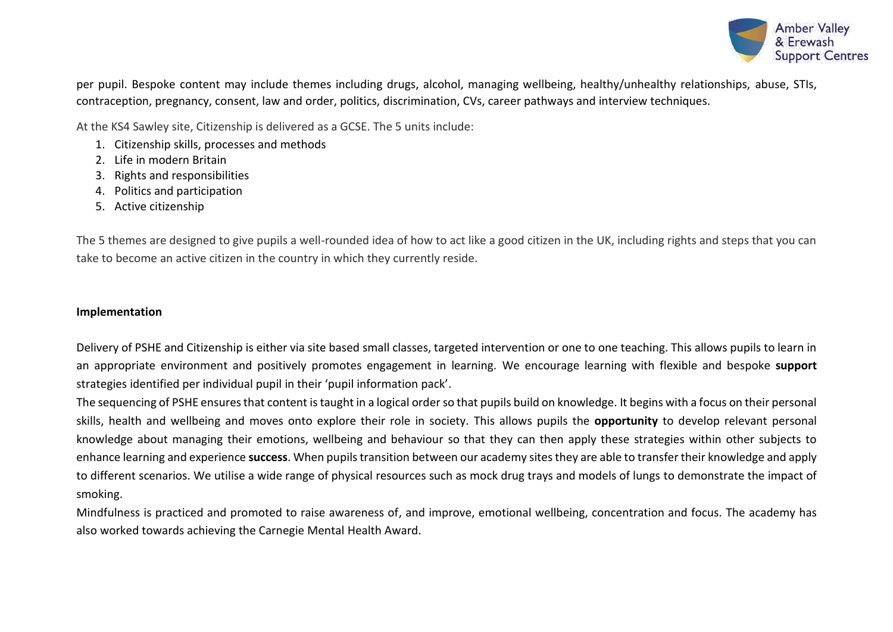per pupil. Bespoke content may include themes including drugs, alcohol, managing wellbeing, healthy/unhealthy relationships, abuse, STIs, contraception, pregnancy, consent, law and order, politics, discrimination, CVs, career pathways and interview techniques.

At the KS4 Sawley site, Citizenship is delivered as a GCSE. The 5 units include:

1. Citizenship skills, processes and methods
2. Life in modern Britain
3. Rights and responsibilities
4. Politics and participation
5. Active citizenship

The 5 themes are designed to give pupils a well-rounded idea of how to act like a good citizen in the UK, including rights and steps that you can take to become an active citizen in the country in which they currently reside.

**Implementation**

Delivery of PSHE and Citizenship is either via site based small classes, targeted intervention or one to one teaching. This allows pupils to learn in an appropriate environment and positively promotes engagement in learning. We encourage learning with flexible and bespoke **support** strategies identified per individual pupil in their 'pupil information pack'.

The sequencing of PSHE ensures that content is taught in a logical order so that pupils build on knowledge. It begins with a focus on their personal skills, health and wellbeing and moves onto explore their role in society. This allows pupils the **opportunity** to develop relevant personal knowledge about managing their emotions, wellbeing and behaviour so that they can then apply these strategies within other subjects to enhance learning and experience **success**. When pupils transition between our academy sites they are able to transfer their knowledge and apply to different scenarios. We utilise a wide range of physical resources such as mock drug trays and models of lungs to demonstrate the impact of smoking.

Mindfulness is practiced and promoted to raise awareness of, and improve, emotional wellbeing, concentration and focus. The academy has also worked towards achieving the Carnegie Mental Health Award.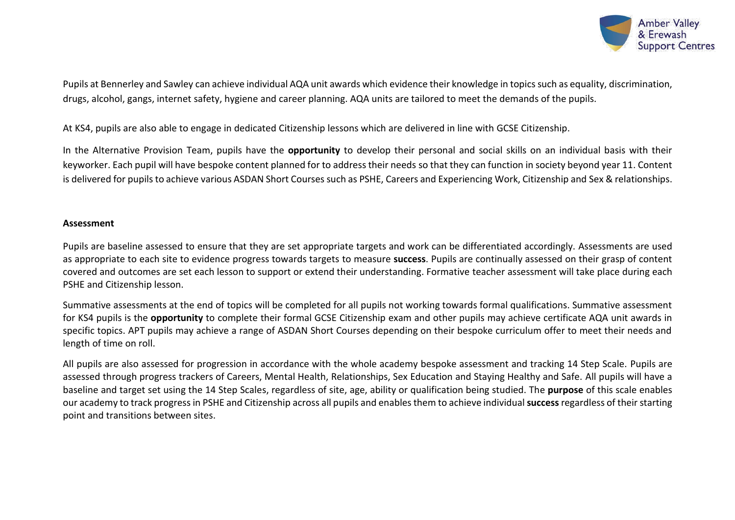Pupils at Bennerley and Sawley can achieve individual AQA unit awards which evidence their knowledge in topics such as equality, discrimination, drugs, alcohol, gangs, internet safety, hygiene and career planning. AQA units are tailored to meet the demands of the pupils.

At KS4, pupils are also able to engage in dedicated Citizenship lessons which are delivered in line with GCSE Citizenship.

In the Alternative Provision Team, pupils have the **opportunity** to develop their personal and social skills on an individual basis with their keyworker. Each pupil will have bespoke content planned for to address their needs so that they can function in society beyond year 11. Content is delivered for pupils to achieve various ASDAN Short Courses such as PSHE, Careers and Experiencing Work, Citizenship and Sex & relationships.

**Assessment**

Pupils are baseline assessed to ensure that they are set appropriate targets and work can be differentiated accordingly. Assessments are used as appropriate to each site to evidence progress towards targets to measure **success**. Pupils are continually assessed on their grasp of content covered and outcomes are set each lesson to support or extend their understanding. Formative teacher assessment will take place during each PSHE and Citizenship lesson.

Summative assessments at the end of topics will be completed for all pupils not working towards formal qualifications. Summative assessment for KS4 pupils is the **opportunity** to complete their formal GCSE Citizenship exam and other pupils may achieve certificate AQA unit awards in specific topics. APT pupils may achieve a range of ASDAN Short Courses depending on their bespoke curriculum offer to meet their needs and length of time on roll.

All pupils are also assessed for progression in accordance with the whole academy bespoke assessment and tracking 14 Step Scale. Pupils are assessed through progress trackers of Careers, Mental Health, Relationships, Sex Education and Staying Healthy and Safe. All pupils will have a baseline and target set using the 14 Step Scales, regardless of site, age, ability or qualification being studied. The **purpose** of this scale enables our academy to track progress in PSHE and Citizenship across all pupils and enables them to achieve individual **success** regardless of their starting point and transitions between sites.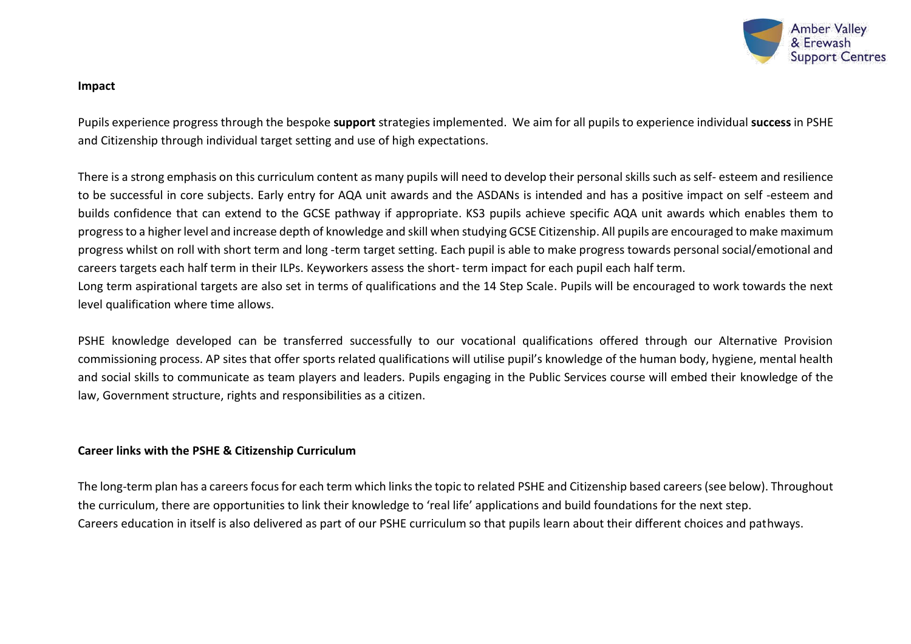**Impact**

Pupils experience progress through the bespoke **support** strategies implemented. We aim for all pupils to experience individual **success** in PSHE and Citizenship through individual target setting and use of high expectations.

There is a strong emphasis on this curriculum content as many pupils will need to develop their personal skills such as self- esteem and resilience to be successful in core subjects. Early entry for AQA unit awards and the ASDANs is intended and has a positive impact on self -esteem and builds confidence that can extend to the GCSE pathway if appropriate. KS3 pupils achieve specific AQA unit awards which enables them to progress to a higher level and increase depth of knowledge and skill when studying GCSE Citizenship. All pupils are encouraged to make maximum progress whilst on roll with short term and long -term target setting. Each pupil is able to make progress towards personal social/emotional and careers targets each half term in their ILPs. Keyworkers assess the short- term impact for each pupil each half term.
Long term aspirational targets are also set in terms of qualifications and the 14 Step Scale. Pupils will be encouraged to work towards the next level qualification where time allows.

PSHE knowledge developed can be transferred successfully to our vocational qualifications offered through our Alternative Provision commissioning process. AP sites that offer sports related qualifications will utilise pupil's knowledge of the human body, hygiene, mental health and social skills to communicate as team players and leaders. Pupils engaging in the Public Services course will embed their knowledge of the law, Government structure, rights and responsibilities as a citizen.

**Career links with the PSHE & Citizenship Curriculum**

The long-term plan has a careers focus for each term which links the topic to related PSHE and Citizenship based careers (see below). Throughout the curriculum, there are opportunities to link their knowledge to 'real life' applications and build foundations for the next step.
Careers education in itself is also delivered as part of our PSHE curriculum so that pupils learn about their different choices and pathways.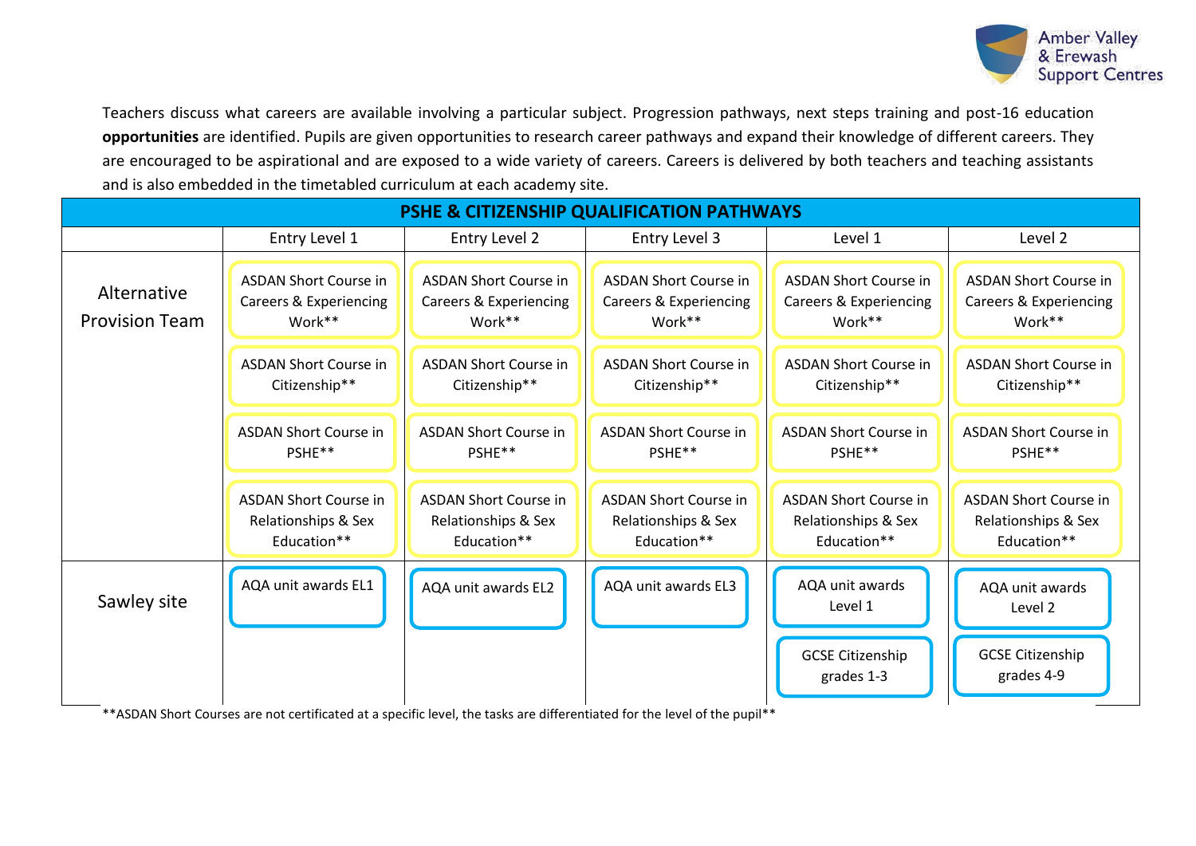Teachers discuss what careers are available involving a particular subject. Progression pathways, next steps training and post-16 education **opportunities** are identified. Pupils are given opportunities to research career pathways and expand their knowledge of different careers. They are encouraged to be aspirational and are exposed to a wide variety of careers. Careers is delivered by both teachers and teaching assistants and is also embedded in the timetabled curriculum at each academy site.

| PSHE & CITIZENSHIP QUALIFICATION PATHWAYS | | | | | |
|---|---|---|---|---|---|
| | Entry Level 1 | Entry Level 2 | Entry Level 3 | Level 1 | Level 2 |
| Alternative Provision Team | ASDAN Short Course in Careers & Experiencing Work** | ASDAN Short Course in Careers & Experiencing Work** | ASDAN Short Course in Careers & Experiencing Work** | ASDAN Short Course in Careers & Experiencing Work** | ASDAN Short Course in Careers & Experiencing Work** |
| | ASDAN Short Course in Citizenship** | ASDAN Short Course in Citizenship** | ASDAN Short Course in Citizenship** | ASDAN Short Course in Citizenship** | ASDAN Short Course in Citizenship** |
| | ASDAN Short Course in PSHE** | ASDAN Short Course in PSHE** | ASDAN Short Course in PSHE** | ASDAN Short Course in PSHE** | ASDAN Short Course in PSHE** |
| | ASDAN Short Course in Relationships & Sex Education** | ASDAN Short Course in Relationships & Sex Education** | ASDAN Short Course in Relationships & Sex Education** | ASDAN Short Course in Relationships & Sex Education** | ASDAN Short Course in Relationships & Sex Education** |
| Sawley site | AQA unit awards EL1 | AQA unit awards EL2 | AQA unit awards EL3 | AQA unit awards Level 1 | AQA unit awards Level 2 |
| | | | | GCSE Citizenship grades 1-3 | GCSE Citizenship grades 4-9 |

**ASDAN Short Courses are not certificated at a specific level, the tasks are differentiated for the level of the pupil**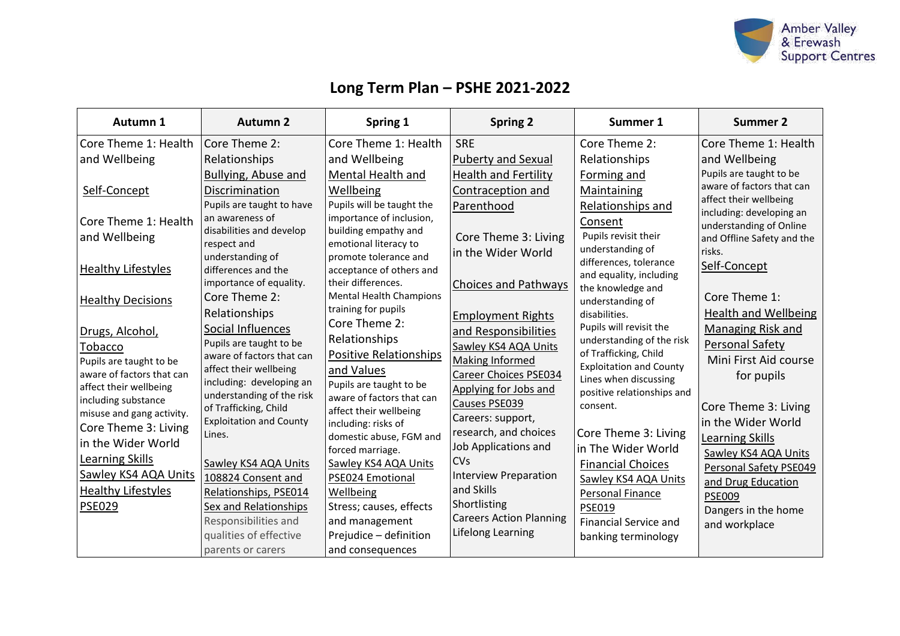# Long Term Plan – PSHE 2021-2022

| Autumn 1 | Autumn 2 | Spring 1 | Spring 2 | Summer 1 | Summer 2 |
|---|---|---|---|---|---|
| Core Theme 1: Health and Wellbeing<br><br>Self-Concept<br><br>Core Theme 1: Health and Wellbeing<br><br>Healthy Lifestyles<br><br>Healthy Decisions<br><br>Drugs, Alcohol, Tobacco<br>Pupils are taught to be aware of factors that can affect their wellbeing including substance misuse and gang activity.<br>Core Theme 3: Living in the Wider World<br>Learning Skills<br>Sawley KS4 AQA Units<br>Healthy Lifestyles PSE029 | Core Theme 2: Relationships<br>Bullying, Abuse and Discrimination<br>Pupils are taught to have an awareness of disabilities and develop respect and understanding of differences and the importance of equality.<br>Core Theme 2: Relationships<br>Social Influences<br>Pupils are taught to be aware of factors that can affect their wellbeing including: developing an understanding of the risk of Trafficking, Child Exploitation and County Lines.<br><br>Sawley KS4 AQA Units 108824 Consent and Relationships, PSE014 Sex and Relationships<br>Responsibilities and qualities of effective parents or carers | Core Theme 1: Health and Wellbeing<br>Mental Health and Wellbeing<br>Pupils will be taught the importance of inclusion, building empathy and emotional literacy to promote tolerance and acceptance of others and their differences.<br>Mental Health Champions training for pupils<br>Core Theme 2: Relationships<br>Positive Relationships and Values<br>Pupils are taught to be aware of factors that can affect their wellbeing including: risks of domestic abuse, FGM and forced marriage.<br>Sawley KS4 AQA Units PSE024 Emotional Wellbeing<br>Stress; causes, effects and management<br>Prejudice – definition and consequences | SRE<br>Puberty and Sexual Health and Fertility<br>Contraception and Parenthood<br><br>Core Theme 3: Living in the Wider World<br><br>Choices and Pathways<br><br>Employment Rights and Responsibilities<br>Sawley KS4 AQA Units Making Informed Career Choices PSE034<br>Applying for Jobs and Causes PSE039<br>Careers: support, research, and choices<br>Job Applications and CVs<br>Interview Preparation and Skills<br>Shortlisting<br>Careers Action Planning<br>Lifelong Learning | Core Theme 2: Relationships<br>Forming and Maintaining Relationships and Consent<br>Pupils revisit their understanding of differences, tolerance and equality, including the knowledge and understanding of disabilities.<br>Pupils will revisit the understanding of the risk of Trafficking, Child Exploitation and County Lines when discussing positive relationships and consent.<br><br>Core Theme 3: Living in The Wider World<br>Financial Choices<br>Sawley KS4 AQA Units Personal Finance PSE019<br>Financial Service and banking terminology | Core Theme 1: Health and Wellbeing<br>Pupils are taught to be aware of factors that can affect their wellbeing including: developing an understanding of Online and Offline Safety and the risks.<br>Self-Concept<br><br>Core Theme 1: Health and Wellbeing<br>Managing Risk and Personal Safety<br>Mini First Aid course for pupils<br><br>Core Theme 3: Living in the Wider World<br>Learning Skills<br>Sawley KS4 AQA Units Personal Safety PSE049 and Drug Education PSE009<br>Dangers in the home and workplace |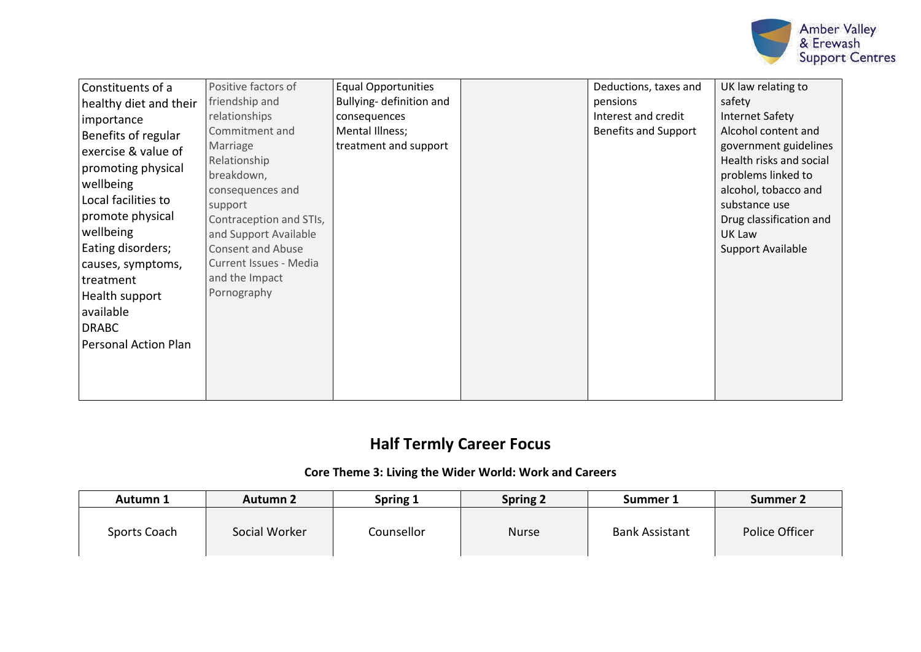| | | | | | |
|---|---|---|---|---|---|
| Constituents of a healthy diet and their importance<br>Benefits of regular exercise & value of promoting physical wellbeing<br>Local facilities to promote physical wellbeing<br>Eating disorders; causes, symptoms, treatment<br>Health support available<br>DRABC<br>Personal Action Plan | Positive factors of friendship and relationships<br>Commitment and Marriage<br>Relationship breakdown, consequences and support<br>Contraception and STIs, and Support Available<br>Consent and Abuse<br>Current Issues - Media and the Impact<br>Pornography | Equal Opportunities<br>Bullying- definition and consequences<br>Mental Illness; treatment and support | | Deductions, taxes and pensions<br>Interest and credit<br>Benefits and Support | UK law relating to safety<br>Internet Safety<br>Alcohol content and government guidelines<br>Health risks and social problems linked to alcohol, tobacco and substance use<br>Drug classification and UK Law<br>Support Available |

## Half Termly Career Focus

### Core Theme 3: Living the Wider World: Work and Careers

| Autumn 1 | Autumn 2 | Spring 1 | Spring 2 | Summer 1 | Summer 2 |
|---|---|---|---|---|---|
| Sports Coach | Social Worker | Counsellor | Nurse | Bank Assistant | Police Officer |